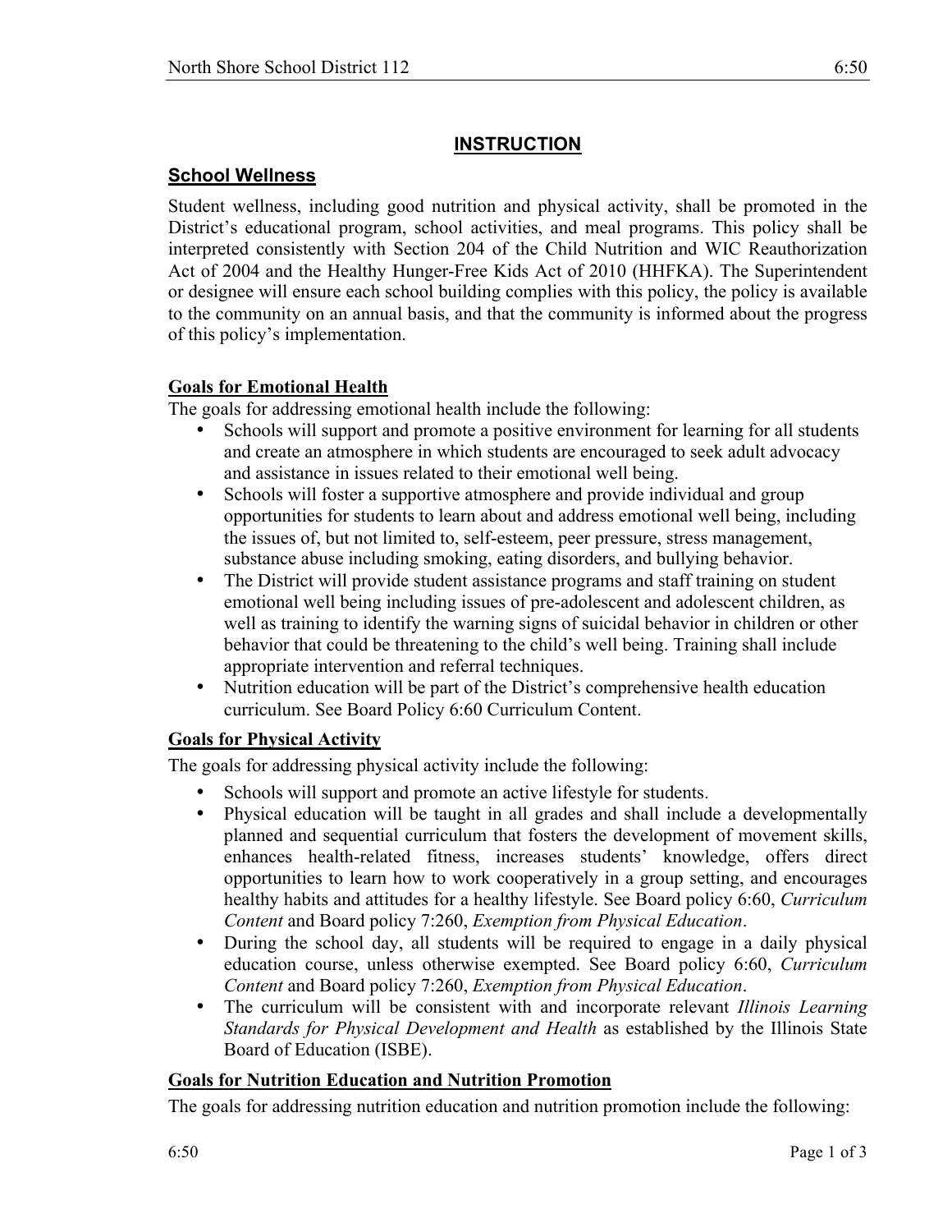# INSTRUCTION

## School Wellness

Student wellness, including good nutrition and physical activity, shall be promoted in the District's educational program, school activities, and meal programs. This policy shall be interpreted consistently with Section 204 of the Child Nutrition and WIC Reauthorization Act of 2004 and the Healthy Hunger-Free Kids Act of 2010 (HHFKA). The Superintendent or designee will ensure each school building complies with this policy, the policy is available to the community on an annual basis, and that the community is informed about the progress of this policy's implementation.

### Goals for Emotional Health

The goals for addressing emotional health include the following:

- Schools will support and promote a positive environment for learning for all students and create an atmosphere in which students are encouraged to seek adult advocacy and assistance in issues related to their emotional well being.
- Schools will foster a supportive atmosphere and provide individual and group opportunities for students to learn about and address emotional well being, including the issues of, but not limited to, self-esteem, peer pressure, stress management, substance abuse including smoking, eating disorders, and bullying behavior.
- The District will provide student assistance programs and staff training on student emotional well being including issues of pre-adolescent and adolescent children, as well as training to identify the warning signs of suicidal behavior in children or other behavior that could be threatening to the child's well being. Training shall include appropriate intervention and referral techniques.
- Nutrition education will be part of the District's comprehensive health education curriculum. See Board Policy 6:60 Curriculum Content.

### Goals for Physical Activity

The goals for addressing physical activity include the following:

- Schools will support and promote an active lifestyle for students.
- Physical education will be taught in all grades and shall include a developmentally planned and sequential curriculum that fosters the development of movement skills, enhances health-related fitness, increases students' knowledge, offers direct opportunities to learn how to work cooperatively in a group setting, and encourages healthy habits and attitudes for a healthy lifestyle. See Board policy 6:60, *Curriculum Content* and Board policy 7:260, *Exemption from Physical Education*.
- During the school day, all students will be required to engage in a daily physical education course, unless otherwise exempted. See Board policy 6:60, *Curriculum Content* and Board policy 7:260, *Exemption from Physical Education*.
- The curriculum will be consistent with and incorporate relevant *Illinois Learning Standards for Physical Development and Health* as established by the Illinois State Board of Education (ISBE).

### Goals for Nutrition Education and Nutrition Promotion

The goals for addressing nutrition education and nutrition promotion include the following: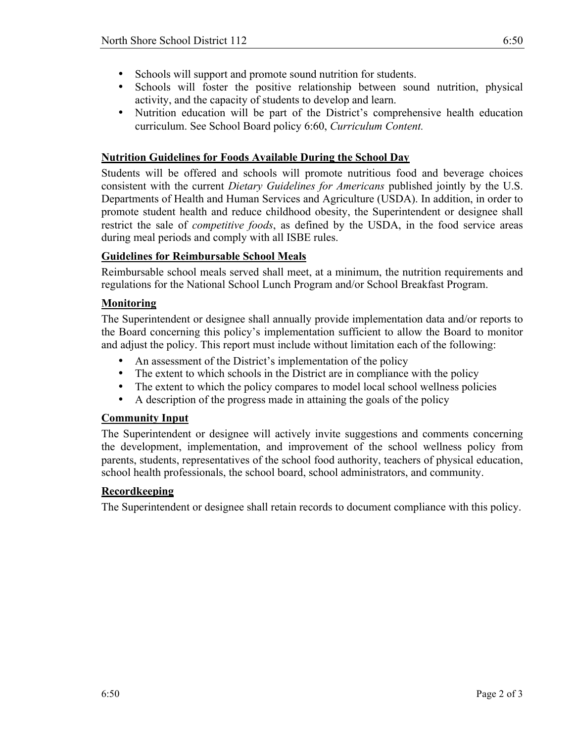- Schools will support and promote sound nutrition for students.
- Schools will foster the positive relationship between sound nutrition, physical activity, and the capacity of students to develop and learn.
- Nutrition education will be part of the District's comprehensive health education curriculum. See School Board policy 6:60, *Curriculum Content.*

**Nutrition Guidelines for Foods Available During the School Day**

Students will be offered and schools will promote nutritious food and beverage choices consistent with the current *Dietary Guidelines for Americans* published jointly by the U.S. Departments of Health and Human Services and Agriculture (USDA). In addition, in order to promote student health and reduce childhood obesity, the Superintendent or designee shall restrict the sale of *competitive foods*, as defined by the USDA, in the food service areas during meal periods and comply with all ISBE rules.

**Guidelines for Reimbursable School Meals**

Reimbursable school meals served shall meet, at a minimum, the nutrition requirements and regulations for the National School Lunch Program and/or School Breakfast Program.

**Monitoring**

The Superintendent or designee shall annually provide implementation data and/or reports to the Board concerning this policy's implementation sufficient to allow the Board to monitor and adjust the policy. This report must include without limitation each of the following:

- An assessment of the District's implementation of the policy
- The extent to which schools in the District are in compliance with the policy
- The extent to which the policy compares to model local school wellness policies
- A description of the progress made in attaining the goals of the policy

**Community Input**

The Superintendent or designee will actively invite suggestions and comments concerning the development, implementation, and improvement of the school wellness policy from parents, students, representatives of the school food authority, teachers of physical education, school health professionals, the school board, school administrators, and community.

**Recordkeeping**

The Superintendent or designee shall retain records to document compliance with this policy.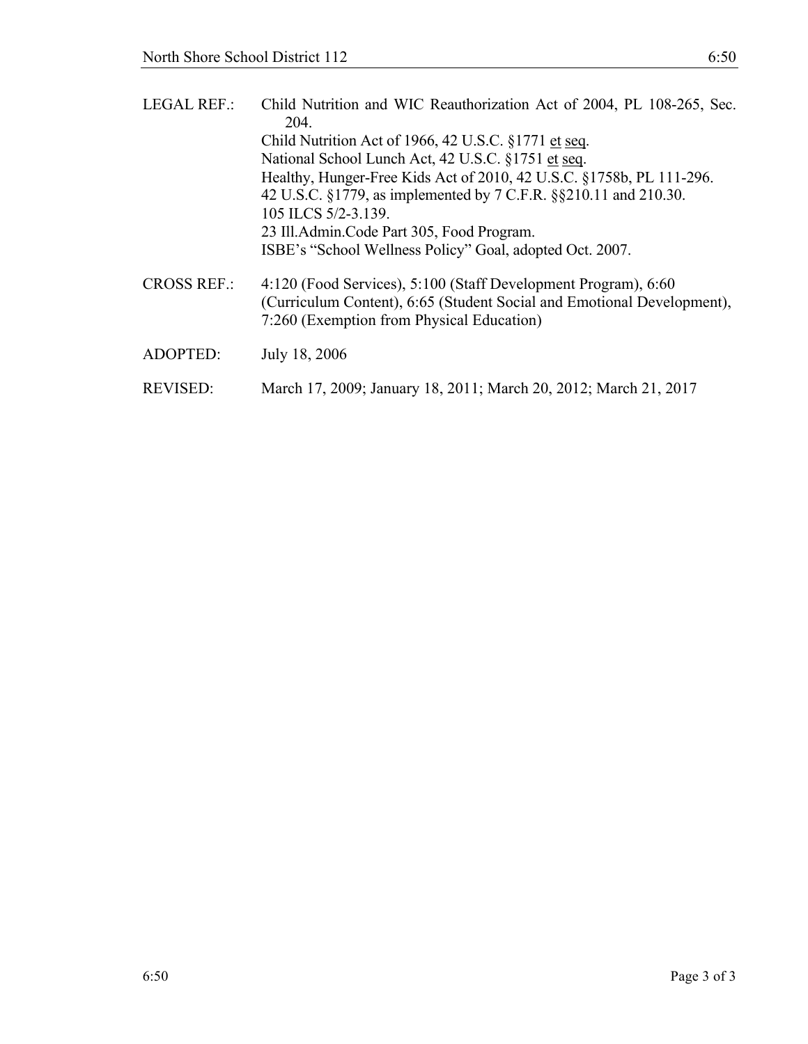LEGAL REF.: Child Nutrition and WIC Reauthorization Act of 2004, PL 108-265, Sec. 204.
Child Nutrition Act of 1966, 42 U.S.C. §1771 et seq.
National School Lunch Act, 42 U.S.C. §1751 et seq.
Healthy, Hunger-Free Kids Act of 2010, 42 U.S.C. §1758b, PL 111-296.
42 U.S.C. §1779, as implemented by 7 C.F.R. §§210.11 and 210.30.
105 ILCS 5/2-3.139.
23 Ill.Admin.Code Part 305, Food Program.
ISBE's "School Wellness Policy" Goal, adopted Oct. 2007.

CROSS REF.: 4:120 (Food Services), 5:100 (Staff Development Program), 6:60 (Curriculum Content), 6:65 (Student Social and Emotional Development), 7:260 (Exemption from Physical Education)

ADOPTED: July 18, 2006

REVISED: March 17, 2009; January 18, 2011; March 20, 2012; March 21, 2017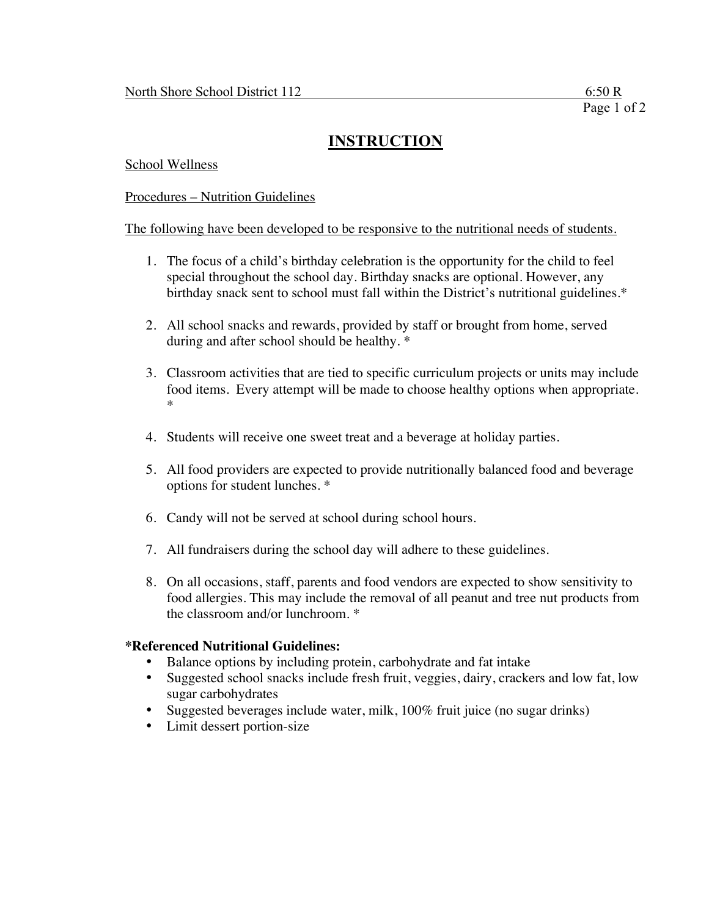North Shore School District 112 6:50 R

# INSTRUCTION

School Wellness

Procedures – Nutrition Guidelines

The following have been developed to be responsive to the nutritional needs of students.

1. The focus of a child's birthday celebration is the opportunity for the child to feel special throughout the school day. Birthday snacks are optional. However, any birthday snack sent to school must fall within the District's nutritional guidelines.*

2. All school snacks and rewards, provided by staff or brought from home, served during and after school should be healthy. *

3. Classroom activities that are tied to specific curriculum projects or units may include food items. Every attempt will be made to choose healthy options when appropriate. *

4. Students will receive one sweet treat and a beverage at holiday parties.

5. All food providers are expected to provide nutritionally balanced food and beverage options for student lunches. *

6. Candy will not be served at school during school hours.

7. All fundraisers during the school day will adhere to these guidelines.

8. On all occasions, staff, parents and food vendors are expected to show sensitivity to food allergies. This may include the removal of all peanut and tree nut products from the classroom and/or lunchroom. *

**\*Referenced Nutritional Guidelines:**

- Balance options by including protein, carbohydrate and fat intake
- Suggested school snacks include fresh fruit, veggies, dairy, crackers and low fat, low sugar carbohydrates
- Suggested beverages include water, milk, 100% fruit juice (no sugar drinks)
- Limit dessert portion-size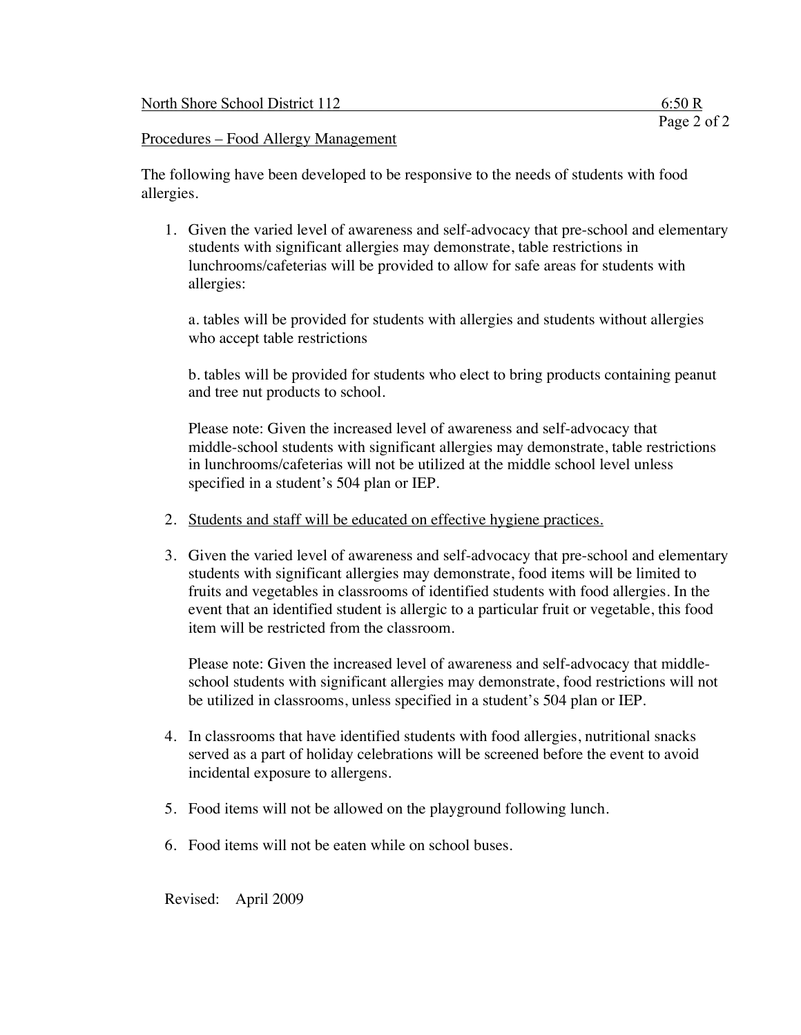## Procedures – Food Allergy Management

The following have been developed to be responsive to the needs of students with food allergies.

1. Given the varied level of awareness and self-advocacy that pre-school and elementary students with significant allergies may demonstrate, table restrictions in lunchrooms/cafeterias will be provided to allow for safe areas for students with allergies:

   a. tables will be provided for students with allergies and students without allergies who accept table restrictions

   b. tables will be provided for students who elect to bring products containing peanut and tree nut products to school.

   Please note: Given the increased level of awareness and self-advocacy that middle-school students with significant allergies may demonstrate, table restrictions in lunchrooms/cafeterias will not be utilized at the middle school level unless specified in a student's 504 plan or IEP.

2. Students and staff will be educated on effective hygiene practices.

3. Given the varied level of awareness and self-advocacy that pre-school and elementary students with significant allergies may demonstrate, food items will be limited to fruits and vegetables in classrooms of identified students with food allergies. In the event that an identified student is allergic to a particular fruit or vegetable, this food item will be restricted from the classroom.

   Please note: Given the increased level of awareness and self-advocacy that middle-school students with significant allergies may demonstrate, food restrictions will not be utilized in classrooms, unless specified in a student's 504 plan or IEP.

4. In classrooms that have identified students with food allergies, nutritional snacks served as a part of holiday celebrations will be screened before the event to avoid incidental exposure to allergens.

5. Food items will not be allowed on the playground following lunch.

6. Food items will not be eaten while on school buses.

Revised: April 2009